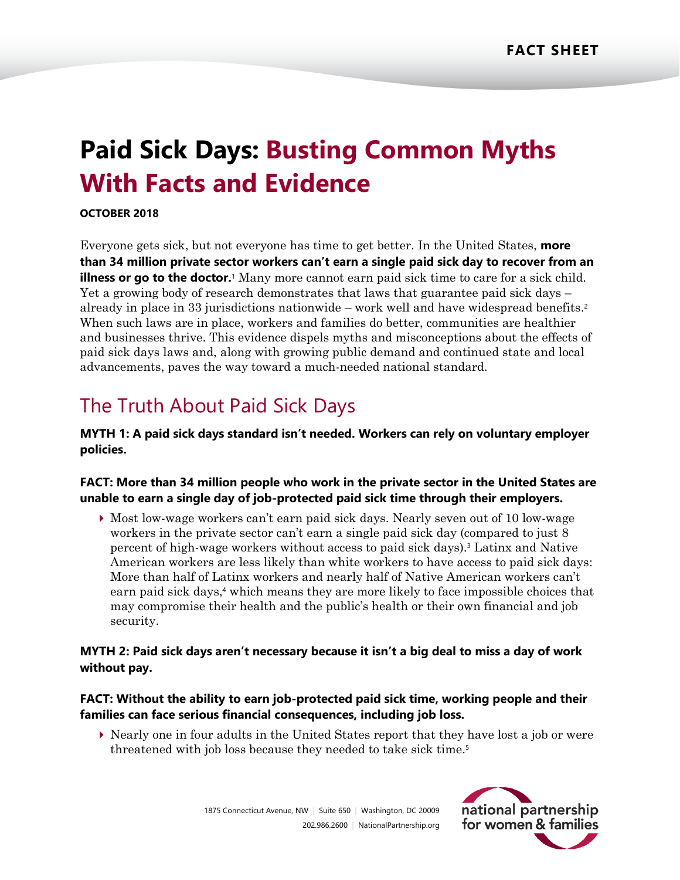FACT SHEET

# Paid Sick Days: Busting Common Myths With Facts and Evidence

**OCTOBER 2018**

Everyone gets sick, but not everyone has time to get better. In the United States, **more than 34 million private sector workers can't earn a single paid sick day to recover from an illness or go to the doctor.**[1] Many more cannot earn paid sick time to care for a sick child. Yet a growing body of research demonstrates that laws that guarantee paid sick days – already in place in 33 jurisdictions nationwide – work well and have widespread benefits.[2] When such laws are in place, workers and families do better, communities are healthier and businesses thrive. This evidence dispels myths and misconceptions about the effects of paid sick days laws and, along with growing public demand and continued state and local advancements, paves the way toward a much-needed national standard.

## The Truth About Paid Sick Days

**MYTH 1: A paid sick days standard isn't needed. Workers can rely on voluntary employer policies.**

**FACT: More than 34 million people who work in the private sector in the United States are unable to earn a single day of job-protected paid sick time through their employers.**

- Most low-wage workers can't earn paid sick days. Nearly seven out of 10 low-wage workers in the private sector can't earn a single paid sick day (compared to just 8 percent of high-wage workers without access to paid sick days).[3] Latinx and Native American workers are less likely than white workers to have access to paid sick days: More than half of Latinx workers and nearly half of Native American workers can't earn paid sick days,[4] which means they are more likely to face impossible choices that may compromise their health and the public's health or their own financial and job security.

**MYTH 2: Paid sick days aren't necessary because it isn't a big deal to miss a day of work without pay.**

**FACT: Without the ability to earn job-protected paid sick time, working people and their families can face serious financial consequences, including job loss.**

- Nearly one in four adults in the United States report that they have lost a job or were threatened with job loss because they needed to take sick time.[5]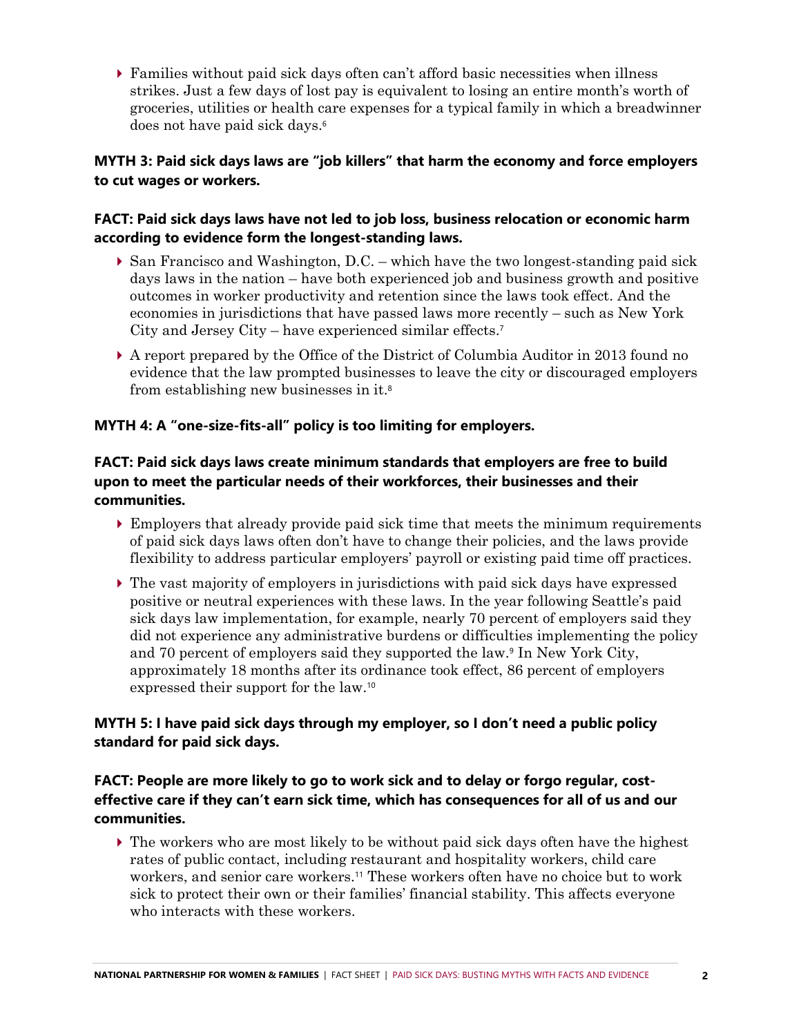- Families without paid sick days often can't afford basic necessities when illness strikes. Just a few days of lost pay is equivalent to losing an entire month's worth of groceries, utilities or health care expenses for a typical family in which a breadwinner does not have paid sick days.[6]

**MYTH 3: Paid sick days laws are "job killers" that harm the economy and force employers to cut wages or workers.**

**FACT: Paid sick days laws have not led to job loss, business relocation or economic harm according to evidence form the longest-standing laws.**

- San Francisco and Washington, D.C. – which have the two longest-standing paid sick days laws in the nation – have both experienced job and business growth and positive outcomes in worker productivity and retention since the laws took effect. And the economies in jurisdictions that have passed laws more recently – such as New York City and Jersey City – have experienced similar effects.[7]
- A report prepared by the Office of the District of Columbia Auditor in 2013 found no evidence that the law prompted businesses to leave the city or discouraged employers from establishing new businesses in it.[8]

**MYTH 4: A "one-size-fits-all" policy is too limiting for employers.**

**FACT: Paid sick days laws create minimum standards that employers are free to build upon to meet the particular needs of their workforces, their businesses and their communities.**

- Employers that already provide paid sick time that meets the minimum requirements of paid sick days laws often don't have to change their policies, and the laws provide flexibility to address particular employers' payroll or existing paid time off practices.
- The vast majority of employers in jurisdictions with paid sick days have expressed positive or neutral experiences with these laws. In the year following Seattle's paid sick days law implementation, for example, nearly 70 percent of employers said they did not experience any administrative burdens or difficulties implementing the policy and 70 percent of employers said they supported the law.[9] In New York City, approximately 18 months after its ordinance took effect, 86 percent of employers expressed their support for the law.[10]

**MYTH 5: I have paid sick days through my employer, so I don't need a public policy standard for paid sick days.**

**FACT: People are more likely to go to work sick and to delay or forgo regular, cost-effective care if they can't earn sick time, which has consequences for all of us and our communities.**

- The workers who are most likely to be without paid sick days often have the highest rates of public contact, including restaurant and hospitality workers, child care workers, and senior care workers.[11] These workers often have no choice but to work sick to protect their own or their families' financial stability. This affects everyone who interacts with these workers.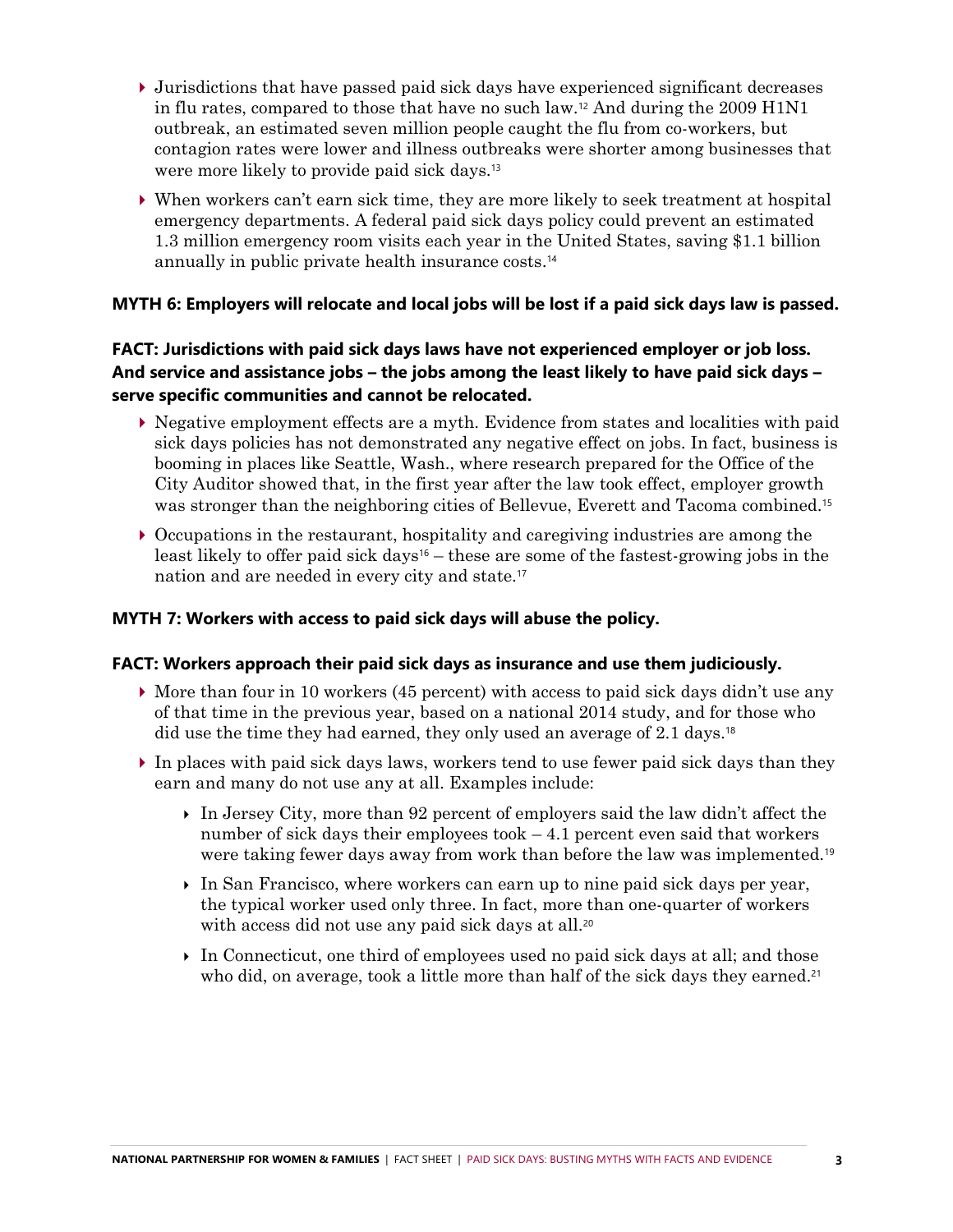- Jurisdictions that have passed paid sick days have experienced significant decreases in flu rates, compared to those that have no such law.[12] And during the 2009 H1N1 outbreak, an estimated seven million people caught the flu from co-workers, but contagion rates were lower and illness outbreaks were shorter among businesses that were more likely to provide paid sick days.[13]
- When workers can't earn sick time, they are more likely to seek treatment at hospital emergency departments. A federal paid sick days policy could prevent an estimated 1.3 million emergency room visits each year in the United States, saving $1.1 billion annually in public private health insurance costs.[14]

**MYTH 6: Employers will relocate and local jobs will be lost if a paid sick days law is passed.**

**FACT: Jurisdictions with paid sick days laws have not experienced employer or job loss. And service and assistance jobs – the jobs among the least likely to have paid sick days – serve specific communities and cannot be relocated.**

- Negative employment effects are a myth. Evidence from states and localities with paid sick days policies has not demonstrated any negative effect on jobs. In fact, business is booming in places like Seattle, Wash., where research prepared for the Office of the City Auditor showed that, in the first year after the law took effect, employer growth was stronger than the neighboring cities of Bellevue, Everett and Tacoma combined.[15]
- Occupations in the restaurant, hospitality and caregiving industries are among the least likely to offer paid sick days[16] – these are some of the fastest-growing jobs in the nation and are needed in every city and state.[17]

**MYTH 7: Workers with access to paid sick days will abuse the policy.**

**FACT: Workers approach their paid sick days as insurance and use them judiciously.**

- More than four in 10 workers (45 percent) with access to paid sick days didn't use any of that time in the previous year, based on a national 2014 study, and for those who did use the time they had earned, they only used an average of 2.1 days.[18]
- In places with paid sick days laws, workers tend to use fewer paid sick days than they earn and many do not use any at all. Examples include:
  - In Jersey City, more than 92 percent of employers said the law didn't affect the number of sick days their employees took – 4.1 percent even said that workers were taking fewer days away from work than before the law was implemented.[19]
  - In San Francisco, where workers can earn up to nine paid sick days per year, the typical worker used only three. In fact, more than one-quarter of workers with access did not use any paid sick days at all.[20]
  - In Connecticut, one third of employees used no paid sick days at all; and those who did, on average, took a little more than half of the sick days they earned.[21]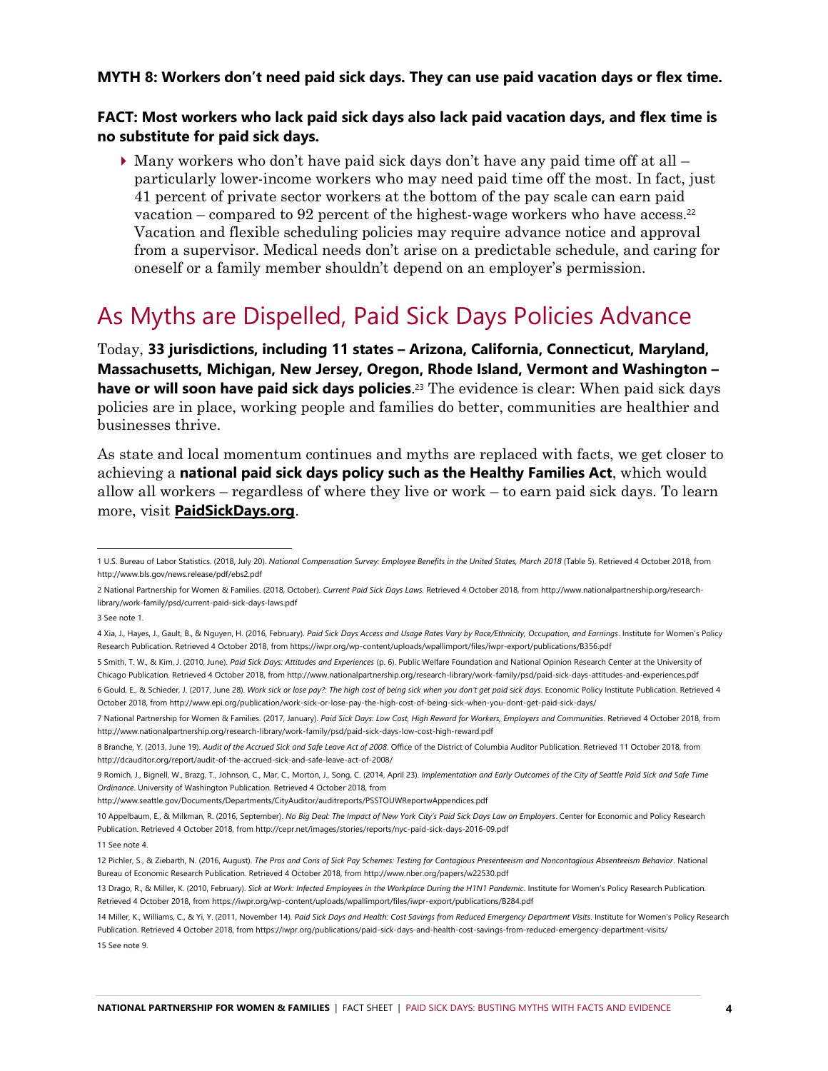**MYTH 8: Workers don't need paid sick days. They can use paid vacation days or flex time.**

**FACT: Most workers who lack paid sick days also lack paid vacation days, and flex time is no substitute for paid sick days.**

- Many workers who don't have paid sick days don't have any paid time off at all – particularly lower-income workers who may need paid time off the most. In fact, just 41 percent of private sector workers at the bottom of the pay scale can earn paid vacation – compared to 92 percent of the highest-wage workers who have access.[22] Vacation and flexible scheduling policies may require advance notice and approval from a supervisor. Medical needs don't arise on a predictable schedule, and caring for oneself or a family member shouldn't depend on an employer's permission.

## As Myths are Dispelled, Paid Sick Days Policies Advance

Today, **33 jurisdictions, including 11 states – Arizona, California, Connecticut, Maryland, Massachusetts, Michigan, New Jersey, Oregon, Rhode Island, Vermont and Washington – have or will soon have paid sick days policies**.[23] The evidence is clear: When paid sick days policies are in place, working people and families do better, communities are healthier and businesses thrive.

As state and local momentum continues and myths are replaced with facts, we get closer to achieving a **national paid sick days policy such as the Healthy Families Act**, which would allow all workers – regardless of where they live or work – to earn paid sick days. To learn more, visit **PaidSickDays.org**.

---

1 U.S. Bureau of Labor Statistics. (2018, July 20). *National Compensation Survey: Employee Benefits in the United States, March 2018* (Table 5). Retrieved 4 October 2018, from http://www.bls.gov/news.release/pdf/ebs2.pdf

2 National Partnership for Women & Families. (2018, October). *Current Paid Sick Days Laws.* Retrieved 4 October 2018, from http://www.nationalpartnership.org/research-library/work-family/psd/current-paid-sick-days-laws.pdf

3 See note 1.

4 Xia, J., Hayes, J., Gault, B., & Nguyen, H. (2016, February). *Paid Sick Days Access and Usage Rates Vary by Race/Ethnicity, Occupation, and Earnings*. Institute for Women's Policy Research Publication. Retrieved 4 October 2018, from https://iwpr.org/wp-content/uploads/wpallimport/files/iwpr-export/publications/B356.pdf

5 Smith, T. W., & Kim, J. (2010, June). *Paid Sick Days: Attitudes and Experiences* (p. 6). Public Welfare Foundation and National Opinion Research Center at the University of Chicago Publication. Retrieved 4 October 2018, from http://www.nationalpartnership.org/research-library/work-family/psd/paid-sick-days-attitudes-and-experiences.pdf

6 Gould, E., & Schieder, J. (2017, June 28). *Work sick or lose pay?: The high cost of being sick when you don't get paid sick days*. Economic Policy Institute Publication. Retrieved 4 October 2018, from http://www.epi.org/publication/work-sick-or-lose-pay-the-high-cost-of-being-sick-when-you-dont-get-paid-sick-days/

7 National Partnership for Women & Families. (2017, January). *Paid Sick Days: Low Cost, High Reward for Workers, Employers and Communities*. Retrieved 4 October 2018, from http://www.nationalpartnership.org/research-library/work-family/psd/paid-sick-days-low-cost-high-reward.pdf

8 Branche, Y. (2013, June 19). *Audit of the Accrued Sick and Safe Leave Act of 2008*. Office of the District of Columbia Auditor Publication. Retrieved 11 October 2018, from http://dcauditor.org/report/audit-of-the-accrued-sick-and-safe-leave-act-of-2008/

9 Romich, J., Bignell, W., Brazg, T., Johnson, C., Mar, C., Morton, J., Song, C. (2014, April 23). *Implementation and Early Outcomes of the City of Seattle Paid Sick and Safe Time Ordinance*. University of Washington Publication. Retrieved 4 October 2018, from http://www.seattle.gov/Documents/Departments/CityAuditor/auditreports/PSSTOUWReportwAppendices.pdf

10 Appelbaum, E., & Milkman, R. (2016, September). *No Big Deal: The Impact of New York City's Paid Sick Days Law on Employers*. Center for Economic and Policy Research Publication. Retrieved 4 October 2018, from http://cepr.net/images/stories/reports/nyc-paid-sick-days-2016-09.pdf

11 See note 4.

12 Pichler, S., & Ziebarth, N. (2016, August). *The Pros and Cons of Sick Pay Schemes: Testing for Contagious Presenteeism and Noncontagious Absenteeism Behavior*. National Bureau of Economic Research Publication. Retrieved 4 October 2018, from http://www.nber.org/papers/w22530.pdf

13 Drago, R., & Miller, K. (2010, February). *Sick at Work: Infected Employees in the Workplace During the H1N1 Pandemic*. Institute for Women's Policy Research Publication. Retrieved 4 October 2018, from https://iwpr.org/wp-content/uploads/wpallimport/files/iwpr-export/publications/B284.pdf

14 Miller, K., Williams, C., & Yi, Y. (2011, November 14). *Paid Sick Days and Health: Cost Savings from Reduced Emergency Department Visits*. Institute for Women's Policy Research Publication. Retrieved 4 October 2018, from https://iwpr.org/publications/paid-sick-days-and-health-cost-savings-from-reduced-emergency-department-visits/

15 See note 9.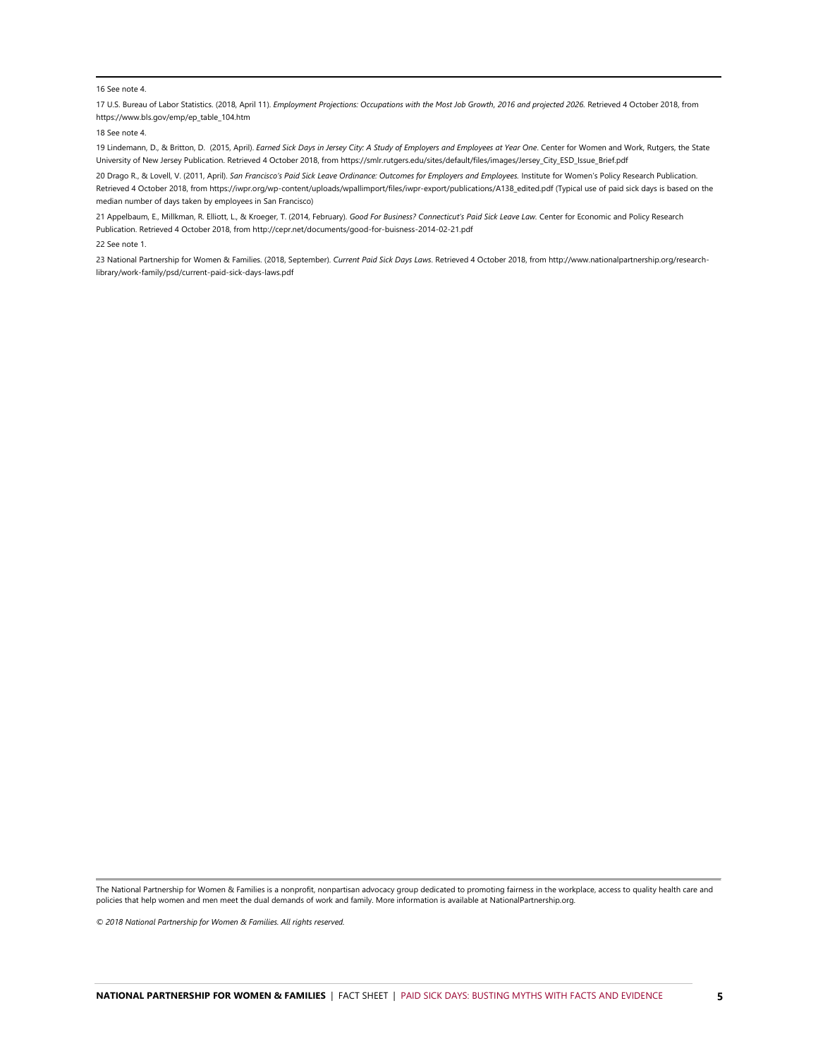16 See note 4.

17 U.S. Bureau of Labor Statistics. (2018, April 11). *Employment Projections: Occupations with the Most Job Growth, 2016 and projected 2026.* Retrieved 4 October 2018, from https://www.bls.gov/emp/ep_table_104.htm

18 See note 4.

19 Lindemann, D., & Britton, D. (2015, April). *Earned Sick Days in Jersey City: A Study of Employers and Employees at Year One*. Center for Women and Work, Rutgers, the State University of New Jersey Publication. Retrieved 4 October 2018, from https://smlr.rutgers.edu/sites/default/files/images/Jersey_City_ESD_Issue_Brief.pdf

20 Drago R., & Lovell, V. (2011, April). *San Francisco's Paid Sick Leave Ordinance: Outcomes for Employers and Employees.* Institute for Women's Policy Research Publication. Retrieved 4 October 2018, from https://iwpr.org/wp-content/uploads/wpallimport/files/iwpr-export/publications/A138_edited.pdf (Typical use of paid sick days is based on the median number of days taken by employees in San Francisco)

21 Appelbaum, E., Millkman, R. Elliott, L., & Kroeger, T. (2014, February). *Good For Business? Connecticut's Paid Sick Leave Law.* Center for Economic and Policy Research Publication. Retrieved 4 October 2018, from http://cepr.net/documents/good-for-buisness-2014-02-21.pdf

22 See note 1.

23 National Partnership for Women & Families. (2018, September). *Current Paid Sick Days Laws*. Retrieved 4 October 2018, from http://www.nationalpartnership.org/research-library/work-family/psd/current-paid-sick-days-laws.pdf

The National Partnership for Women & Families is a nonprofit, nonpartisan advocacy group dedicated to promoting fairness in the workplace, access to quality health care and policies that help women and men meet the dual demands of work and family. More information is available at NationalPartnership.org.

*© 2018 National Partnership for Women & Families. All rights reserved.*